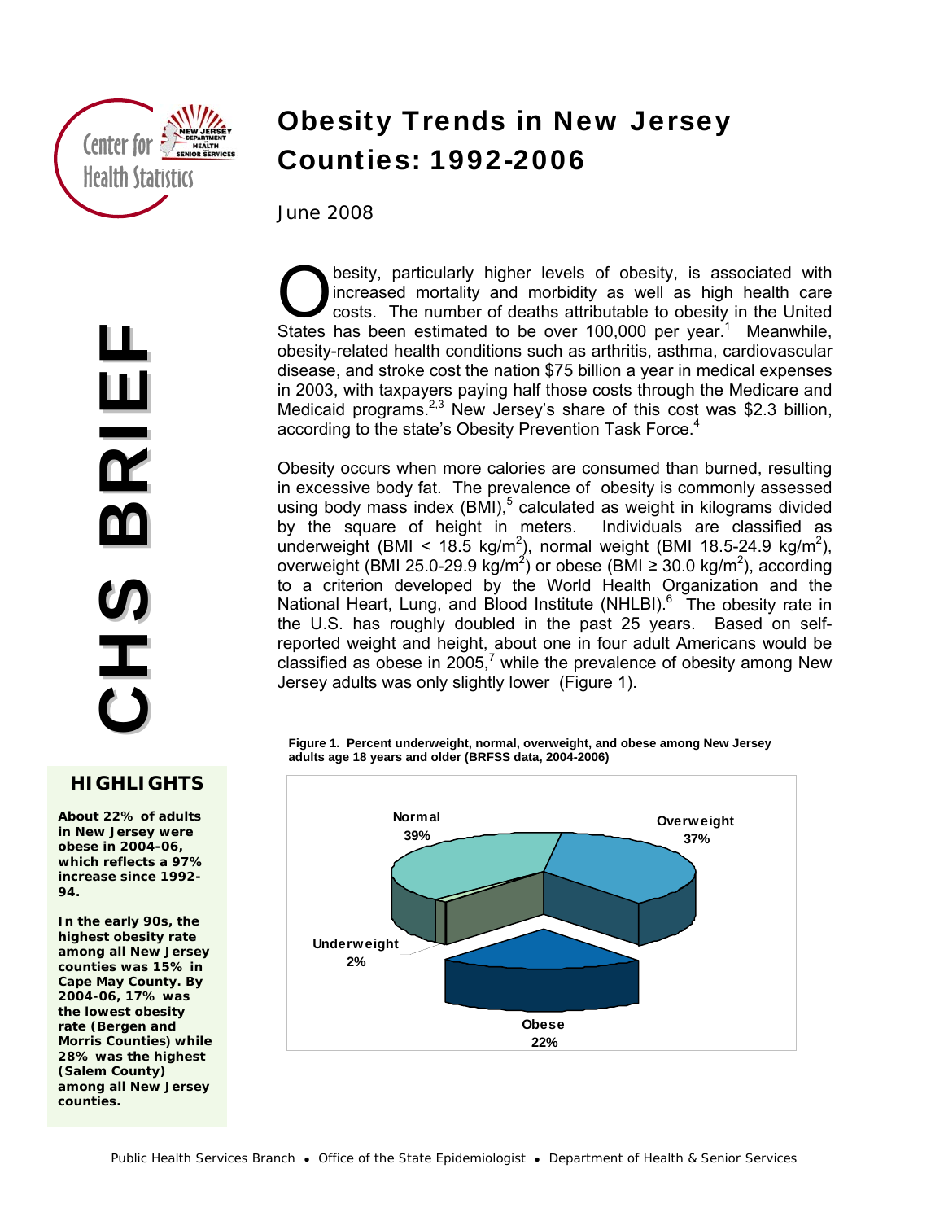# Obesity Trends in New Jersey Counties: 1992-2006

June 2008

**CHS BRIEF**

Obesity, particularly higher levels of obesity, is associated with increased mortality and morbidity as well as high health care costs. The number of deaths attributable to obesity in the United States has been estimated to be over 100,000 per year.[1] Meanwhile, obesity-related health conditions such as arthritis, asthma, cardiovascular disease, and stroke cost the nation $75 billion a year in medical expenses in 2003, with taxpayers paying half those costs through the Medicare and Medicaid programs.[2,3] New Jersey's share of this cost was $2.3 billion, according to the state's Obesity Prevention Task Force.[4]

Obesity occurs when more calories are consumed than burned, resulting in excessive body fat. The prevalence of obesity is commonly assessed using body mass index (BMI),[5] calculated as weight in kilograms divided by the square of height in meters. Individuals are classified as underweight (BMI < 18.5 $kg/m^2$), normal weight (BMI 18.5-24.9 $kg/m^2$), overweight (BMI 25.0-29.9 $kg/m^2$) or obese (BMI ≥ 30.0 $kg/m^2$), according to a criterion developed by the World Health Organization and the National Heart, Lung, and Blood Institute (NHLBI).[6] The obesity rate in the U.S. has roughly doubled in the past 25 years. Based on self-reported weight and height, about one in four adult Americans would be classified as obese in 2005,[7] while the prevalence of obesity among New Jersey adults was only slightly lower (Figure 1).

**Figure 1. Percent underweight, normal, overweight, and obese among New Jersey adults age 18 years and older (BRFSS data, 2004-2006)**

| Category | Percent |
|---|---|
| Normal | 39% |
| Overweight | 37% |
| Underweight | 2% |
| Obese | 22% |

## HIGHLIGHTS

**About 22% of adults in New Jersey were obese in 2004-06, which reflects a 97% increase since 1992-94.**

**In the early 90s, the highest obesity rate among all New Jersey counties was 15% in Cape May County. By 2004-06, 17% was the lowest obesity rate (Bergen and Morris Counties) while 28% was the highest (Salem County) among all New Jersey counties.**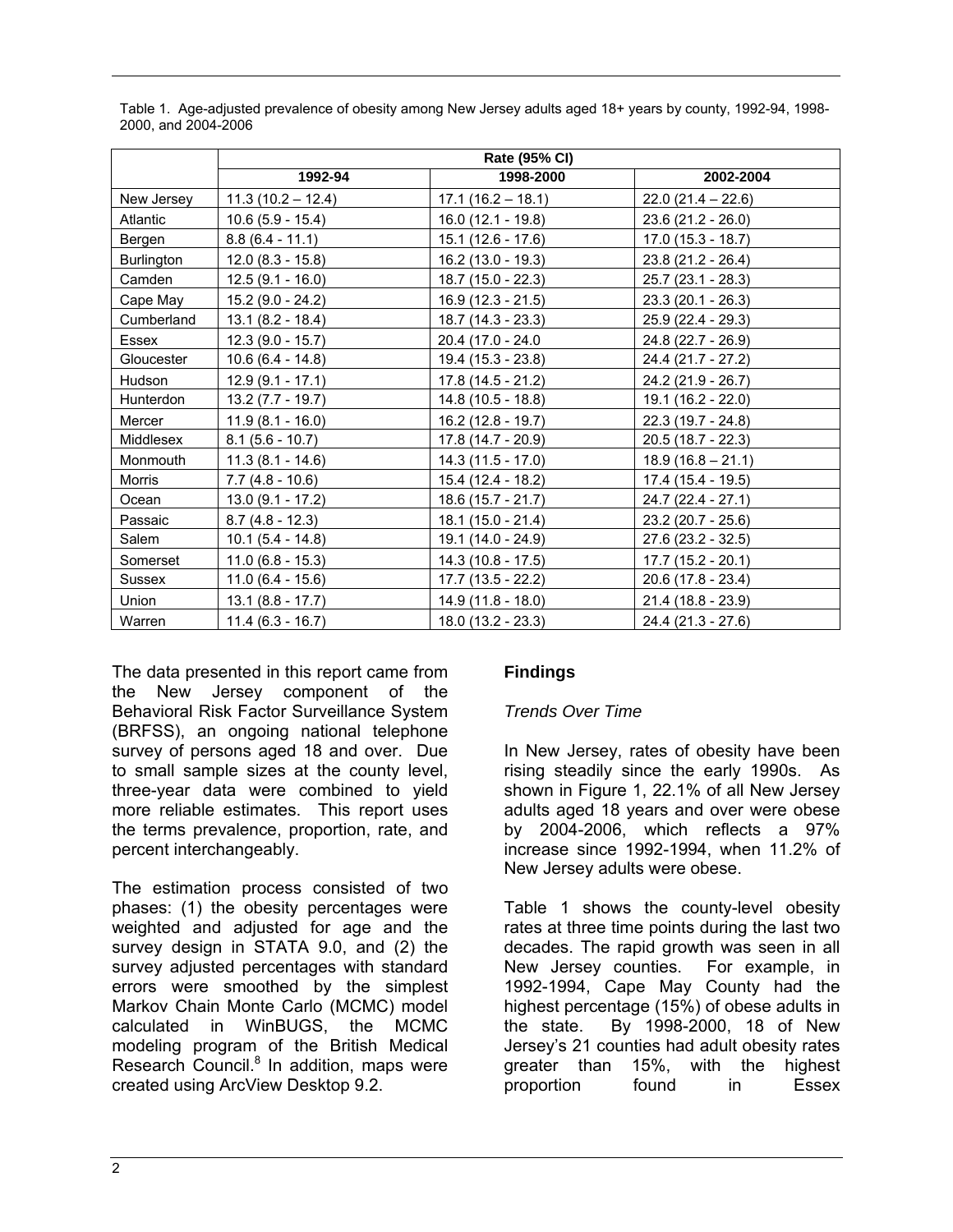Table 1. Age-adjusted prevalence of obesity among New Jersey adults aged 18+ years by county, 1992-94, 1998-2000, and 2004-2006

| | Rate (95% CI) | | |
|---|---|---|---|
| | 1992-94 | 1998-2000 | 2002-2004 |
| New Jersey | 11.3 (10.2 – 12.4) | 17.1 (16.2 – 18.1) | 22.0 (21.4 – 22.6) |
| Atlantic | 10.6 (5.9 - 15.4) | 16.0 (12.1 - 19.8) | 23.6 (21.2 - 26.0) |
| Bergen | 8.8 (6.4 - 11.1) | 15.1 (12.6 - 17.6) | 17.0 (15.3 - 18.7) |
| Burlington | 12.0 (8.3 - 15.8) | 16.2 (13.0 - 19.3) | 23.8 (21.2 - 26.4) |
| Camden | 12.5 (9.1 - 16.0) | 18.7 (15.0 - 22.3) | 25.7 (23.1 - 28.3) |
| Cape May | 15.2 (9.0 - 24.2) | 16.9 (12.3 - 21.5) | 23.3 (20.1 - 26.3) |
| Cumberland | 13.1 (8.2 - 18.4) | 18.7 (14.3 - 23.3) | 25.9 (22.4 - 29.3) |
| Essex | 12.3 (9.0 - 15.7) | 20.4 (17.0 - 24.0 | 24.8 (22.7 - 26.9) |
| Gloucester | 10.6 (6.4 - 14.8) | 19.4 (15.3 - 23.8) | 24.4 (21.7 - 27.2) |
| Hudson | 12.9 (9.1 - 17.1) | 17.8 (14.5 - 21.2) | 24.2 (21.9 - 26.7) |
| Hunterdon | 13.2 (7.7 - 19.7) | 14.8 (10.5 - 18.8) | 19.1 (16.2 - 22.0) |
| Mercer | 11.9 (8.1 - 16.0) | 16.2 (12.8 - 19.7) | 22.3 (19.7 - 24.8) |
| Middlesex | 8.1 (5.6 - 10.7) | 17.8 (14.7 - 20.9) | 20.5 (18.7 - 22.3) |
| Monmouth | 11.3 (8.1 - 14.6) | 14.3 (11.5 - 17.0) | 18.9 (16.8 – 21.1) |
| Morris | 7.7 (4.8 - 10.6) | 15.4 (12.4 - 18.2) | 17.4 (15.4 - 19.5) |
| Ocean | 13.0 (9.1 - 17.2) | 18.6 (15.7 - 21.7) | 24.7 (22.4 - 27.1) |
| Passaic | 8.7 (4.8 - 12.3) | 18.1 (15.0 - 21.4) | 23.2 (20.7 - 25.6) |
| Salem | 10.1 (5.4 - 14.8) | 19.1 (14.0 - 24.9) | 27.6 (23.2 - 32.5) |
| Somerset | 11.0 (6.8 - 15.3) | 14.3 (10.8 - 17.5) | 17.7 (15.2 - 20.1) |
| Sussex | 11.0 (6.4 - 15.6) | 17.7 (13.5 - 22.2) | 20.6 (17.8 - 23.4) |
| Union | 13.1 (8.8 - 17.7) | 14.9 (11.8 - 18.0) | 21.4 (18.8 - 23.9) |
| Warren | 11.4 (6.3 - 16.7) | 18.0 (13.2 - 23.3) | 24.4 (21.3 - 27.6) |

The data presented in this report came from the New Jersey component of the Behavioral Risk Factor Surveillance System (BRFSS), an ongoing national telephone survey of persons aged 18 and over. Due to small sample sizes at the county level, three-year data were combined to yield more reliable estimates. This report uses the terms prevalence, proportion, rate, and percent interchangeably.

The estimation process consisted of two phases: (1) the obesity percentages were weighted and adjusted for age and the survey design in STATA 9.0, and (2) the survey adjusted percentages with standard errors were smoothed by the simplest Markov Chain Monte Carlo (MCMC) model calculated in WinBUGS, the MCMC modeling program of the British Medical Research Council.[8] In addition, maps were created using ArcView Desktop 9.2.

## Findings

### *Trends Over Time*

In New Jersey, rates of obesity have been rising steadily since the early 1990s. As shown in Figure 1, 22.1% of all New Jersey adults aged 18 years and over were obese by 2004-2006, which reflects a 97% increase since 1992-1994, when 11.2% of New Jersey adults were obese.

Table 1 shows the county-level obesity rates at three time points during the last two decades. The rapid growth was seen in all New Jersey counties. For example, in 1992-1994, Cape May County had the highest percentage (15%) of obese adults in the state. By 1998-2000, 18 of New Jersey's 21 counties had adult obesity rates greater than 15%, with the highest proportion found in Essex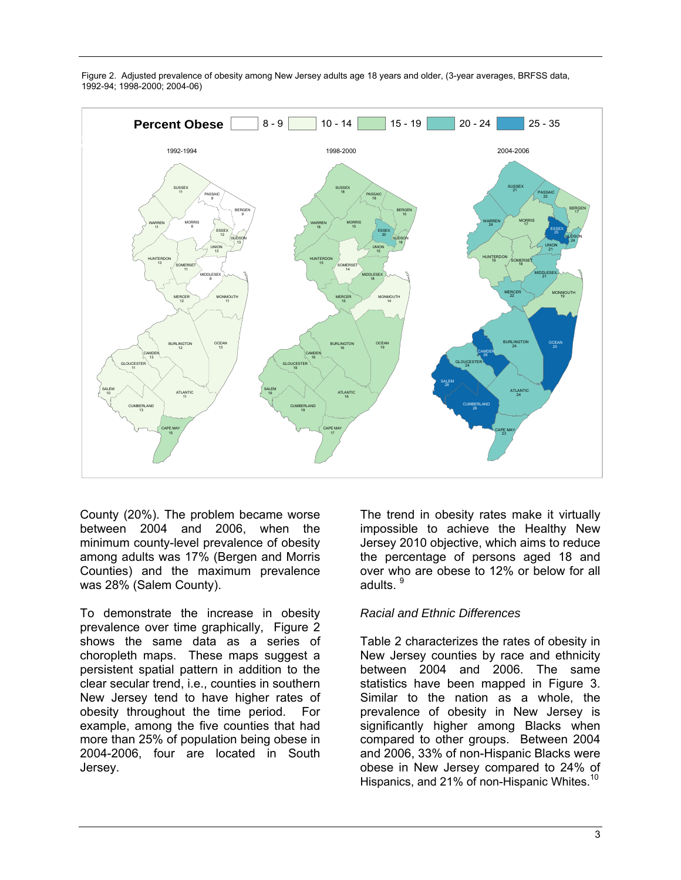Figure 2. Adjusted prevalence of obesity among New Jersey adults age 18 years and older, (3-year averages, BRFSS data, 1992-94; 1998-2000; 2004-06)

County (20%). The problem became worse between 2004 and 2006, when the minimum county-level prevalence of obesity among adults was 17% (Bergen and Morris Counties) and the maximum prevalence was 28% (Salem County).

To demonstrate the increase in obesity prevalence over time graphically, Figure 2 shows the same data as a series of choropleth maps. These maps suggest a persistent spatial pattern in addition to the clear secular trend, i.e., counties in southern New Jersey tend to have higher rates of obesity throughout the time period. For example, among the five counties that had more than 25% of population being obese in 2004-2006, four are located in South Jersey.

The trend in obesity rates make it virtually impossible to achieve the Healthy New Jersey 2010 objective, which aims to reduce the percentage of persons aged 18 and over who are obese to 12% or below for all adults. [9]

*Racial and Ethnic Differences*

Table 2 characterizes the rates of obesity in New Jersey counties by race and ethnicity between 2004 and 2006. The same statistics have been mapped in Figure 3. Similar to the nation as a whole, the prevalence of obesity in New Jersey is significantly higher among Blacks when compared to other groups. Between 2004 and 2006, 33% of non-Hispanic Blacks were obese in New Jersey compared to 24% of Hispanics, and 21% of non-Hispanic Whites.[10]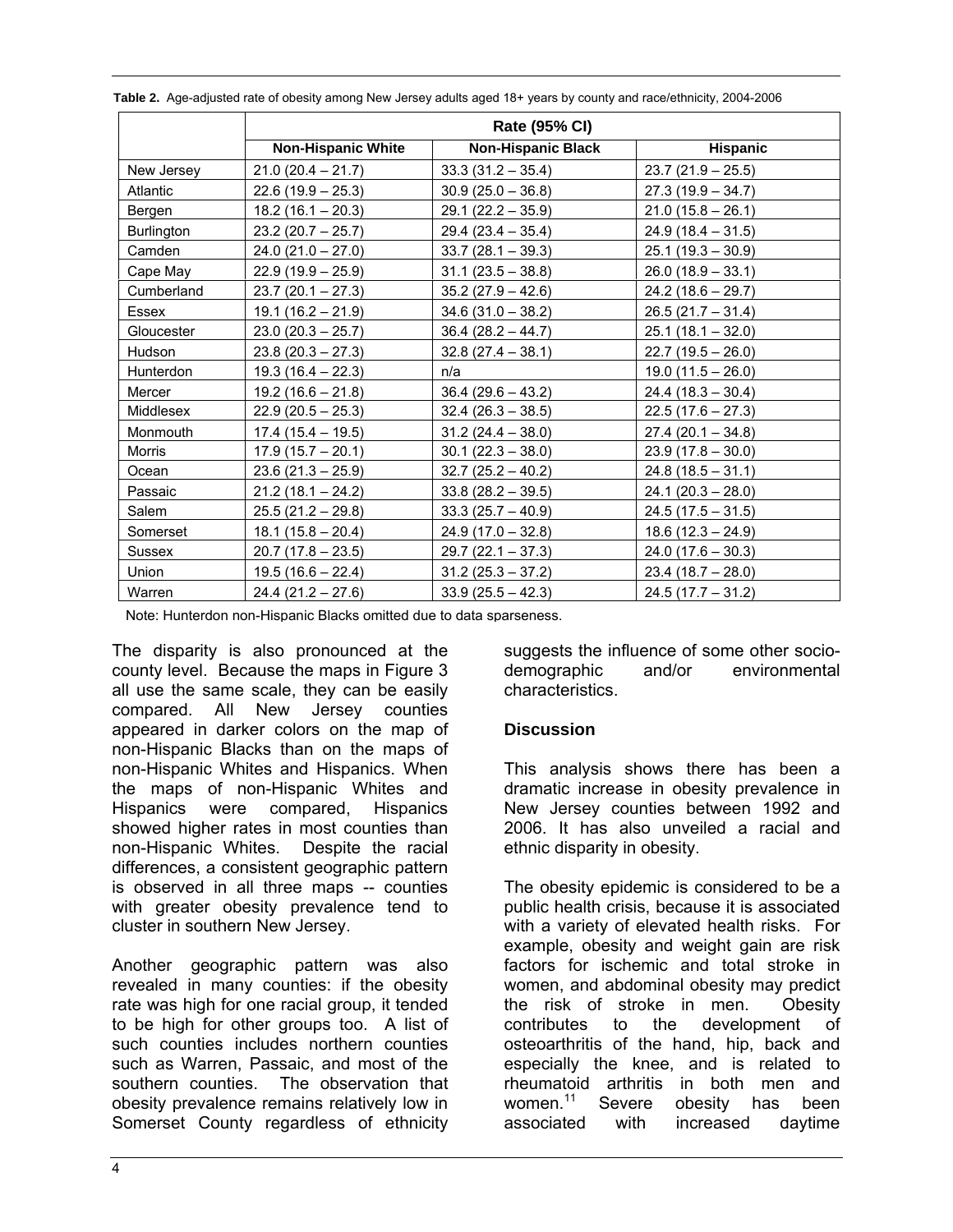**Table 2.** Age-adjusted rate of obesity among New Jersey adults aged 18+ years by county and race/ethnicity, 2004-2006

| | Rate (95% CI) | | |
|---|---|---|---|
| | **Non-Hispanic White** | **Non-Hispanic Black** | **Hispanic** |
| New Jersey | 21.0 (20.4 – 21.7) | 33.3 (31.2 – 35.4) | 23.7 (21.9 – 25.5) |
| Atlantic | 22.6 (19.9 – 25.3) | 30.9 (25.0 – 36.8) | 27.3 (19.9 – 34.7) |
| Bergen | 18.2 (16.1 – 20.3) | 29.1 (22.2 – 35.9) | 21.0 (15.8 – 26.1) |
| Burlington | 23.2 (20.7 – 25.7) | 29.4 (23.4 – 35.4) | 24.9 (18.4 – 31.5) |
| Camden | 24.0 (21.0 – 27.0) | 33.7 (28.1 – 39.3) | 25.1 (19.3 – 30.9) |
| Cape May | 22.9 (19.9 – 25.9) | 31.1 (23.5 – 38.8) | 26.0 (18.9 – 33.1) |
| Cumberland | 23.7 (20.1 – 27.3) | 35.2 (27.9 – 42.6) | 24.2 (18.6 – 29.7) |
| Essex | 19.1 (16.2 – 21.9) | 34.6 (31.0 – 38.2) | 26.5 (21.7 – 31.4) |
| Gloucester | 23.0 (20.3 – 25.7) | 36.4 (28.2 – 44.7) | 25.1 (18.1 – 32.0) |
| Hudson | 23.8 (20.3 – 27.3) | 32.8 (27.4 – 38.1) | 22.7 (19.5 – 26.0) |
| Hunterdon | 19.3 (16.4 – 22.3) | n/a | 19.0 (11.5 – 26.0) |
| Mercer | 19.2 (16.6 – 21.8) | 36.4 (29.6 – 43.2) | 24.4 (18.3 – 30.4) |
| Middlesex | 22.9 (20.5 – 25.3) | 32.4 (26.3 – 38.5) | 22.5 (17.6 – 27.3) |
| Monmouth | 17.4 (15.4 – 19.5) | 31.2 (24.4 – 38.0) | 27.4 (20.1 – 34.8) |
| Morris | 17.9 (15.7 – 20.1) | 30.1 (22.3 – 38.0) | 23.9 (17.8 – 30.0) |
| Ocean | 23.6 (21.3 – 25.9) | 32.7 (25.2 – 40.2) | 24.8 (18.5 – 31.1) |
| Passaic | 21.2 (18.1 – 24.2) | 33.8 (28.2 – 39.5) | 24.1 (20.3 – 28.0) |
| Salem | 25.5 (21.2 – 29.8) | 33.3 (25.7 – 40.9) | 24.5 (17.5 – 31.5) |
| Somerset | 18.1 (15.8 – 20.4) | 24.9 (17.0 – 32.8) | 18.6 (12.3 – 24.9) |
| Sussex | 20.7 (17.8 – 23.5) | 29.7 (22.1 – 37.3) | 24.0 (17.6 – 30.3) |
| Union | 19.5 (16.6 – 22.4) | 31.2 (25.3 – 37.2) | 23.4 (18.7 – 28.0) |
| Warren | 24.4 (21.2 – 27.6) | 33.9 (25.5 – 42.3) | 24.5 (17.7 – 31.2) |

Note: Hunterdon non-Hispanic Blacks omitted due to data sparseness.

The disparity is also pronounced at the county level. Because the maps in Figure 3 all use the same scale, they can be easily compared. All New Jersey counties appeared in darker colors on the map of non-Hispanic Blacks than on the maps of non-Hispanic Whites and Hispanics. When the maps of non-Hispanic Whites and Hispanics were compared, Hispanics showed higher rates in most counties than non-Hispanic Whites. Despite the racial differences, a consistent geographic pattern is observed in all three maps -- counties with greater obesity prevalence tend to cluster in southern New Jersey.

Another geographic pattern was also revealed in many counties: if the obesity rate was high for one racial group, it tended to be high for other groups too. A list of such counties includes northern counties such as Warren, Passaic, and most of the southern counties. The observation that obesity prevalence remains relatively low in Somerset County regardless of ethnicity suggests the influence of some other socio-demographic and/or environmental characteristics.

## Discussion

This analysis shows there has been a dramatic increase in obesity prevalence in New Jersey counties between 1992 and 2006. It has also unveiled a racial and ethnic disparity in obesity.

The obesity epidemic is considered to be a public health crisis, because it is associated with a variety of elevated health risks. For example, obesity and weight gain are risk factors for ischemic and total stroke in women, and abdominal obesity may predict the risk of stroke in men. Obesity contributes to the development of osteoarthritis of the hand, hip, back and especially the knee, and is related to rheumatoid arthritis in both men and women.[11] Severe obesity has been associated with increased daytime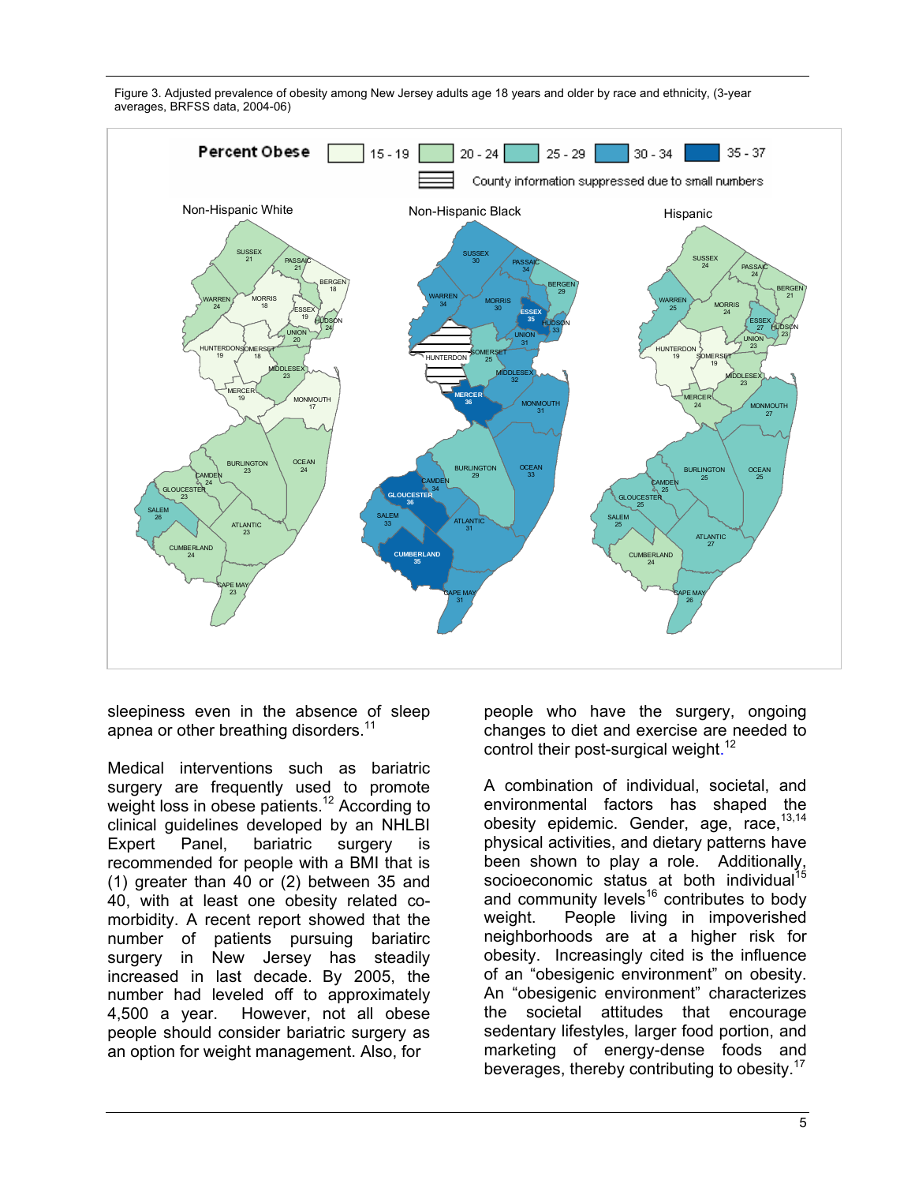Figure 3. Adjusted prevalence of obesity among New Jersey adults age 18 years and older by race and ethnicity, (3-year averages, BRFSS data, 2004-06)

sleepiness even in the absence of sleep apnea or other breathing disorders.[11]

Medical interventions such as bariatric surgery are frequently used to promote weight loss in obese patients.[12] According to clinical guidelines developed by an NHLBI Expert Panel, bariatric surgery is recommended for people with a BMI that is (1) greater than 40 or (2) between 35 and 40, with at least one obesity related co-morbidity. A recent report showed that the number of patients pursuing bariatirc surgery in New Jersey has steadily increased in last decade. By 2005, the number had leveled off to approximately 4,500 a year. However, not all obese people should consider bariatric surgery as an option for weight management. Also, for people who have the surgery, ongoing changes to diet and exercise are needed to control their post-surgical weight.[12]

A combination of individual, societal, and environmental factors has shaped the obesity epidemic. Gender, age, race,[13,14] physical activities, and dietary patterns have been shown to play a role. Additionally, socioeconomic status at both individual[15] and community levels[16] contributes to body weight. People living in impoverished neighborhoods are at a higher risk for obesity. Increasingly cited is the influence of an "obesigenic environment" on obesity. An "obesigenic environment" characterizes the societal attitudes that encourage sedentary lifestyles, larger food portion, and marketing of energy-dense foods and beverages, thereby contributing to obesity.[17]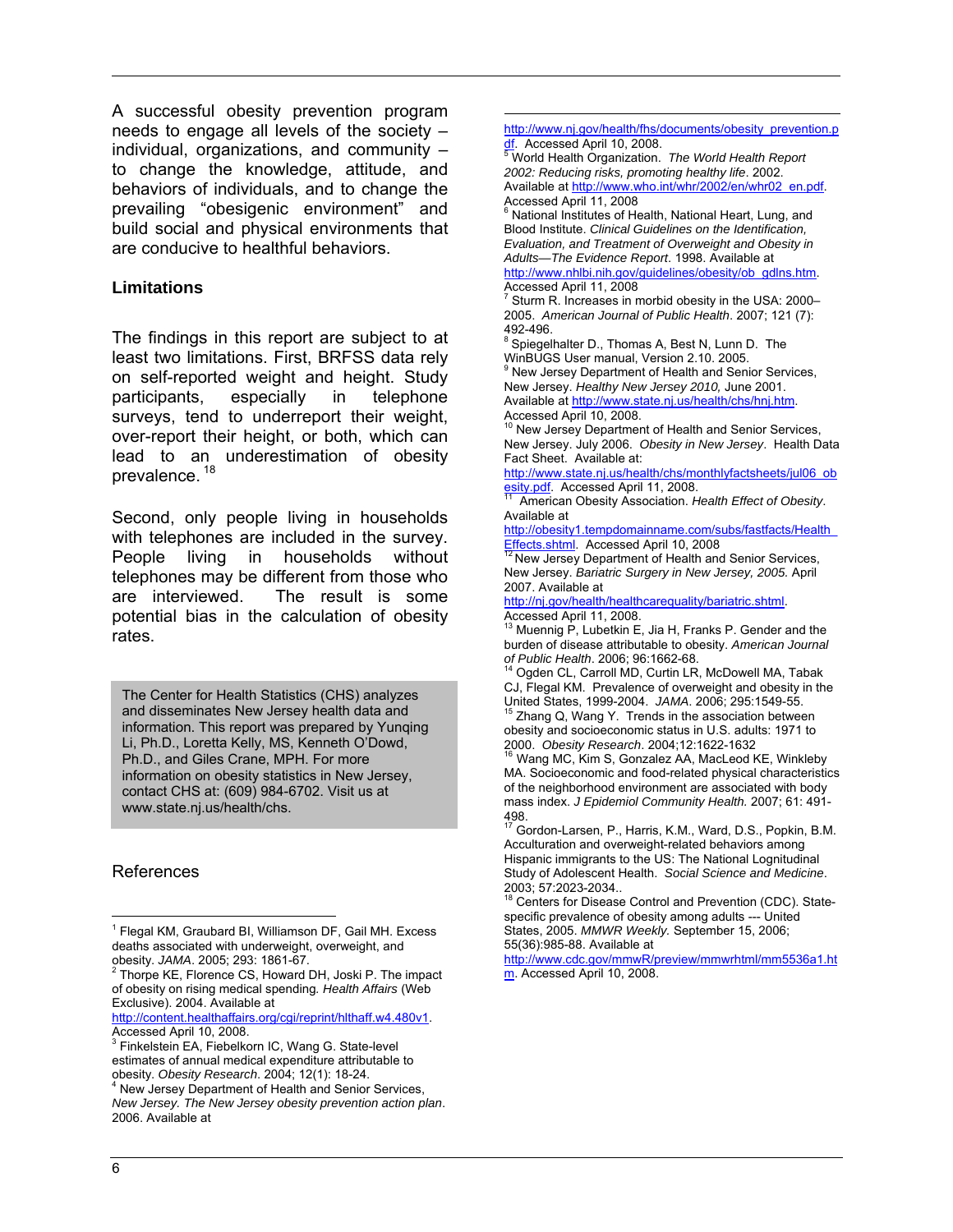A successful obesity prevention program needs to engage all levels of the society – individual, organizations, and community – to change the knowledge, attitude, and behaviors of individuals, and to change the prevailing "obesigenic environment" and build social and physical environments that are conducive to healthful behaviors.

### Limitations

The findings in this report are subject to at least two limitations. First, BRFSS data rely on self-reported weight and height. Study participants, especially in telephone surveys, tend to underreport their weight, over-report their height, or both, which can lead to an underestimation of obesity prevalence. [18]

Second, only people living in households with telephones are included in the survey. People living in households without telephones may be different from those who are interviewed. The result is some potential bias in the calculation of obesity rates.

> The Center for Health Statistics (CHS) analyzes and disseminates New Jersey health data and information. This report was prepared by Yunqing Li, Ph.D., Loretta Kelly, MS, Kenneth O'Dowd, Ph.D., and Giles Crane, MPH. For more information on obesity statistics in New Jersey, contact CHS at: (609) 984-6702. Visit us at www.state.nj.us/health/chs.

### References

[1] Flegal KM, Graubard BI, Williamson DF, Gail MH. Excess deaths associated with underweight, overweight, and obesity. *JAMA*. 2005; 293: 1861-67.

[2] Thorpe KE, Florence CS, Howard DH, Joski P. The impact of obesity on rising medical spending. *Health Affairs* (Web Exclusive). 2004. Available at http://content.healthaffairs.org/cgi/reprint/hlthaff.w4.480v1. Accessed April 10, 2008.

[3] Finkelstein EA, Fiebelkorn IC, Wang G. State-level estimates of annual medical expenditure attributable to obesity. *Obesity Research*. 2004; 12(1): 18-24.

[4] New Jersey Department of Health and Senior Services, *New Jersey. The New Jersey obesity prevention action plan*. 2006. Available at http://www.nj.gov/health/fhs/documents/obesity_prevention.pdf. Accessed April 10, 2008.

[5] World Health Organization. *The World Health Report 2002: Reducing risks, promoting healthy life*. 2002. Available at http://www.who.int/whr/2002/en/whr02_en.pdf. Accessed April 11, 2008

[6] National Institutes of Health, National Heart, Lung, and Blood Institute. *Clinical Guidelines on the Identification, Evaluation, and Treatment of Overweight and Obesity in Adults—The Evidence Report*. 1998. Available at http://www.nhlbi.nih.gov/guidelines/obesity/ob_gdlns.htm. Accessed April 11, 2008

[7] Sturm R. Increases in morbid obesity in the USA: 2000–2005. *American Journal of Public Health*. 2007; 121 (7): 492-496.

[8] Spiegelhalter D., Thomas A, Best N, Lunn D. The WinBUGS User manual, Version 2.10. 2005.

[9] New Jersey Department of Health and Senior Services, New Jersey. *Healthy New Jersey 2010,* June 2001. Available at http://www.state.nj.us/health/chs/hnj.htm. Accessed April 10, 2008.

[10] New Jersey Department of Health and Senior Services, New Jersey. July 2006. *Obesity in New Jersey*. Health Data Fact Sheet. Available at: http://www.state.nj.us/health/chs/monthlyfactsheets/jul06_obesity.pdf. Accessed April 11, 2008.

[11] American Obesity Association. *Health Effect of Obesity*. Available at http://obesity1.tempdomainname.com/subs/fastfacts/Health_Effects.shtml. Accessed April 10, 2008

[12] New Jersey Department of Health and Senior Services, New Jersey. *Bariatric Surgery in New Jersey, 2005.* April 2007. Available at http://nj.gov/health/healthcarequality/bariatric.shtml. Accessed April 11, 2008.

[13] Muennig P, Lubetkin E, Jia H, Franks P. Gender and the burden of disease attributable to obesity. *American Journal of Public Health*. 2006; 96:1662-68.

[14] Ogden CL, Carroll MD, Curtin LR, McDowell MA, Tabak CJ, Flegal KM. Prevalence of overweight and obesity in the United States, 1999-2004. *JAMA*. 2006; 295:1549-55.

[15] Zhang Q, Wang Y. Trends in the association between obesity and socioeconomic status in U.S. adults: 1971 to 2000. *Obesity Research*. 2004;12:1622-1632

[16] Wang MC, Kim S, Gonzalez AA, MacLeod KE, Winkleby MA. Socioeconomic and food-related physical characteristics of the neighborhood environment are associated with body mass index. *J Epidemiol Community Health.* 2007; 61: 491-498.

[17] Gordon-Larsen, P., Harris, K.M., Ward, D.S., Popkin, B.M. Acculturation and overweight-related behaviors among Hispanic immigrants to the US: The National Lognitudinal Study of Adolescent Health. *Social Science and Medicine*. 2003; 57:2023-2034..

[18] Centers for Disease Control and Prevention (CDC). State-specific prevalence of obesity among adults --- United States, 2005. *MMWR Weekly.* September 15, 2006; 55(36):985-88. Available at http://www.cdc.gov/mmwR/preview/mmwrhtml/mm5536a1.htm. Accessed April 10, 2008.